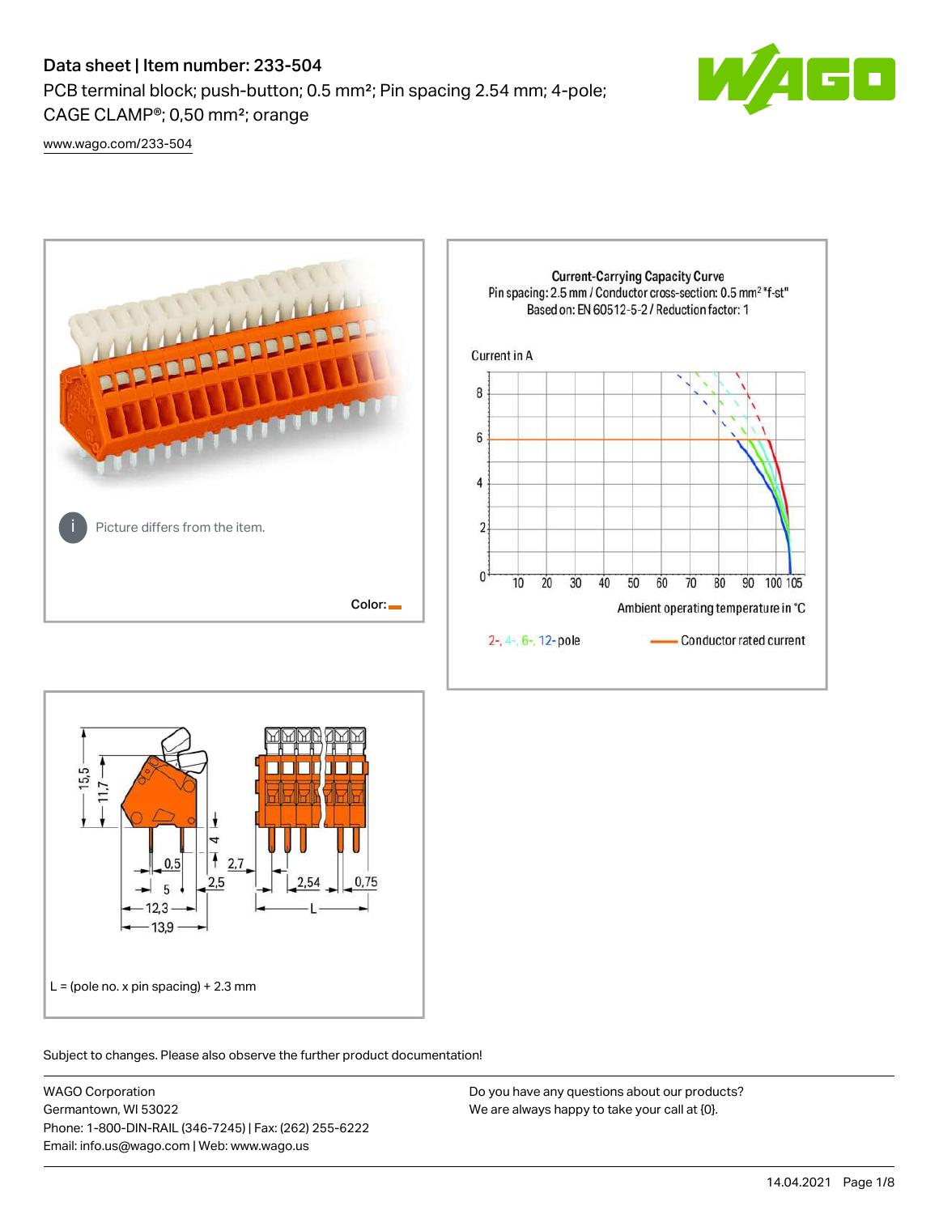# Data sheet | Item number: 233-504

PCB terminal block; push-button; 0.5 mm²; Pin spacing 2.54 mm; 4-pole; CAGE CLAMP®; 0,50 mm²; orange

www.wago.com/233-504

Picture differs from the item.

Color:

Current-Carrying Capacity Curve
Pin spacing: 2.5 mm / Conductor cross-section: 0.5 mm² "f-st"
Based on: EN 60512-5-2 / Reduction factor: 1

Current in A

8
6
4
2
0

10 20 30 40 50 60 70 80 90 100 105

Ambient operating temperature in °C

2-, 4-, 6-, 12-pole

Conductor rated current

15,5
11,7
4
0,5
2,7
5
2,5
12,3
13,9
2,54
0,75
L

L = (pole no. x pin spacing) + 2.3 mm

Subject to changes. Please also observe the further product documentation!

WAGO Corporation
Germantown, WI 53022
Phone: 1-800-DIN-RAIL (346-7245) | Fax: (262) 255-6222
Email: info.us@wago.com | Web: www.wago.us

Do you have any questions about our products?
We are always happy to take your call at {0}.

14.04.2021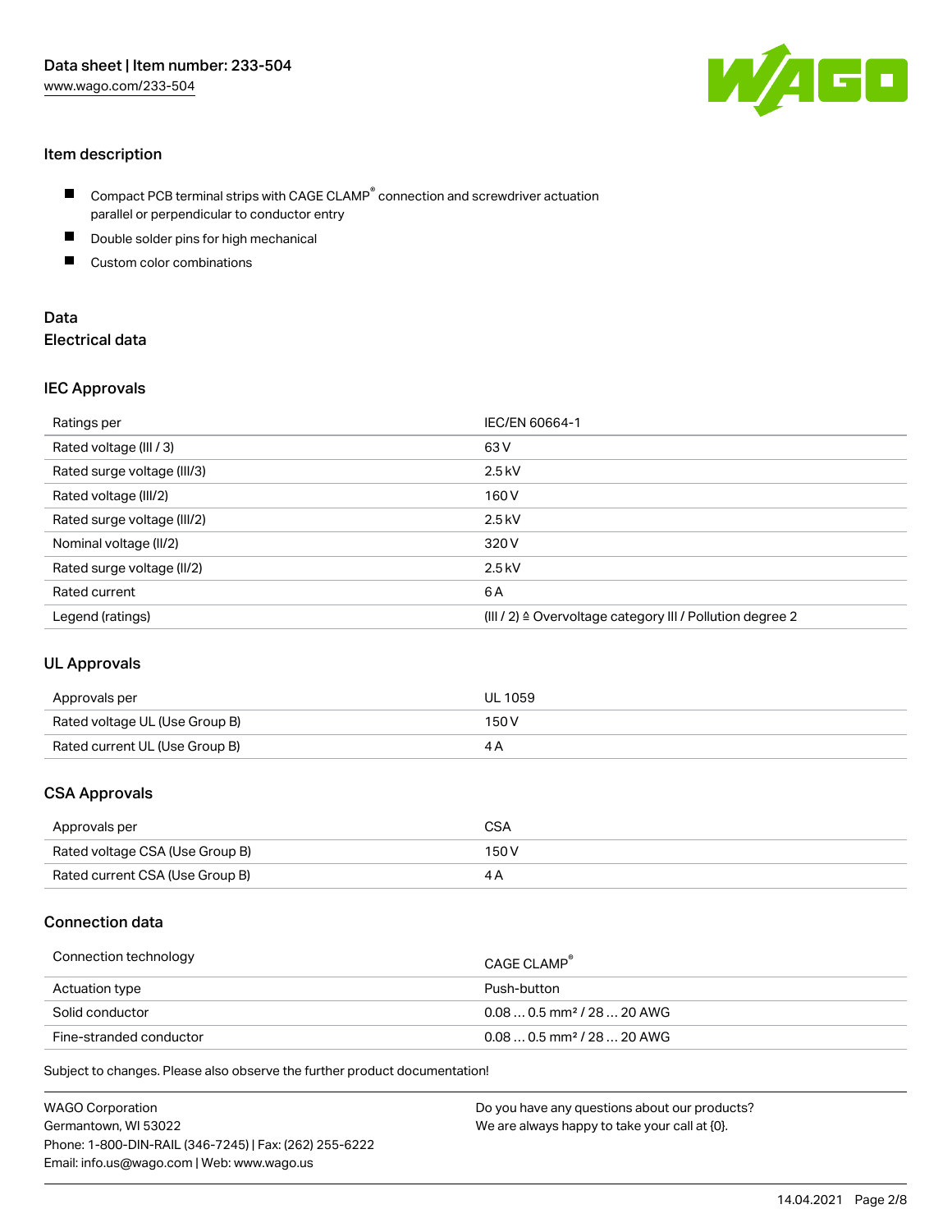## Item description

- Compact PCB terminal strips with CAGE CLAMP® connection and screwdriver actuation parallel or perpendicular to conductor entry
- Double solder pins for high mechanical
- Custom color combinations

# Data

## Electrical data

### IEC Approvals

| | |
|---|---|
| Ratings per | IEC/EN 60664-1 |
| Rated voltage (III / 3) | 63 V |
| Rated surge voltage (III/3) | 2.5 kV |
| Rated voltage (III/2) | 160 V |
| Rated surge voltage (III/2) | 2.5 kV |
| Nominal voltage (II/2) | 320 V |
| Rated surge voltage (II/2) | 2.5 kV |
| Rated current | 6 A |
| Legend (ratings) | (III / 2) ≙ Overvoltage category III / Pollution degree 2 |

### UL Approvals

| | |
|---|---|
| Approvals per | UL 1059 |
| Rated voltage UL (Use Group B) | 150 V |
| Rated current UL (Use Group B) | 4 A |

### CSA Approvals

| | |
|---|---|
| Approvals per | CSA |
| Rated voltage CSA (Use Group B) | 150 V |
| Rated current CSA (Use Group B) | 4 A |

### Connection data

| | |
|---|---|
| Connection technology | CAGE CLAMP® |
| Actuation type | Push-button |
| Solid conductor | 0.08 … 0.5 mm² / 28 … 20 AWG |
| Fine-stranded conductor | 0.08 … 0.5 mm² / 28 … 20 AWG |

Subject to changes. Please also observe the further product documentation!

WAGO Corporation
Germantown, WI 53022
Phone: 1-800-DIN-RAIL (346-7245) | Fax: (262) 255-6222
Email: info.us@wago.com | Web: www.wago.us

Do you have any questions about our products?
We are always happy to take your call at {0}.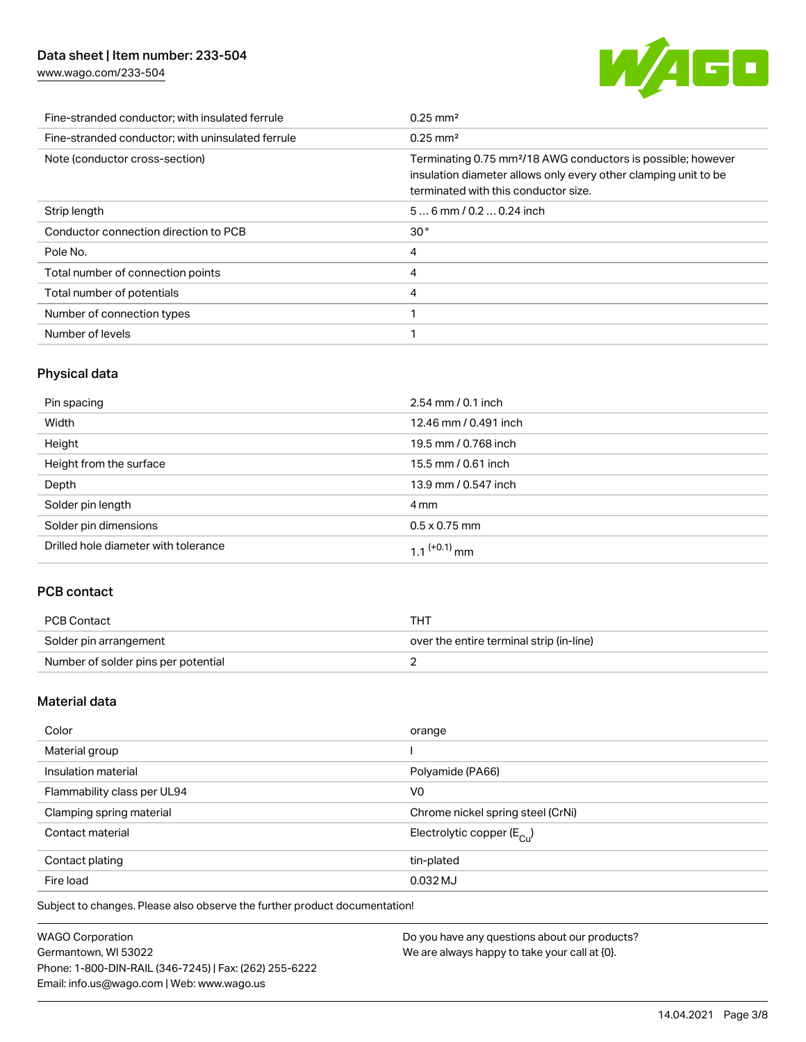| | |
|---|---|
| Fine-stranded conductor; with insulated ferrule | 0.25 mm² |
| Fine-stranded conductor; with uninsulated ferrule | 0.25 mm² |
| Note (conductor cross-section) | Terminating 0.75 mm²/18 AWG conductors is possible; however insulation diameter allows only every other clamping unit to be terminated with this conductor size. |
| Strip length | 5 … 6 mm / 0.2 … 0.24 inch |
| Conductor connection direction to PCB | 30° |
| Pole No. | 4 |
| Total number of connection points | 4 |
| Total number of potentials | 4 |
| Number of connection types | 1 |
| Number of levels | 1 |

## Physical data

| | |
|---|---|
| Pin spacing | 2.54 mm / 0.1 inch |
| Width | 12.46 mm / 0.491 inch |
| Height | 19.5 mm / 0.768 inch |
| Height from the surface | 15.5 mm / 0.61 inch |
| Depth | 13.9 mm / 0.547 inch |
| Solder pin length | 4 mm |
| Solder pin dimensions | 0.5 x 0.75 mm |
| Drilled hole diameter with tolerance | $1.1^{(+0.1)}$ mm |

## PCB contact

| | |
|---|---|
| PCB Contact | THT |
| Solder pin arrangement | over the entire terminal strip (in-line) |
| Number of solder pins per potential | 2 |

## Material data

| | |
|---|---|
| Color | orange |
| Material group | I |
| Insulation material | Polyamide (PA66) |
| Flammability class per UL94 | V0 |
| Clamping spring material | Chrome nickel spring steel (CrNi) |
| Contact material | Electrolytic copper ($E_{Cu}$) |
| Contact plating | tin-plated |
| Fire load | 0.032 MJ |

Subject to changes. Please also observe the further product documentation!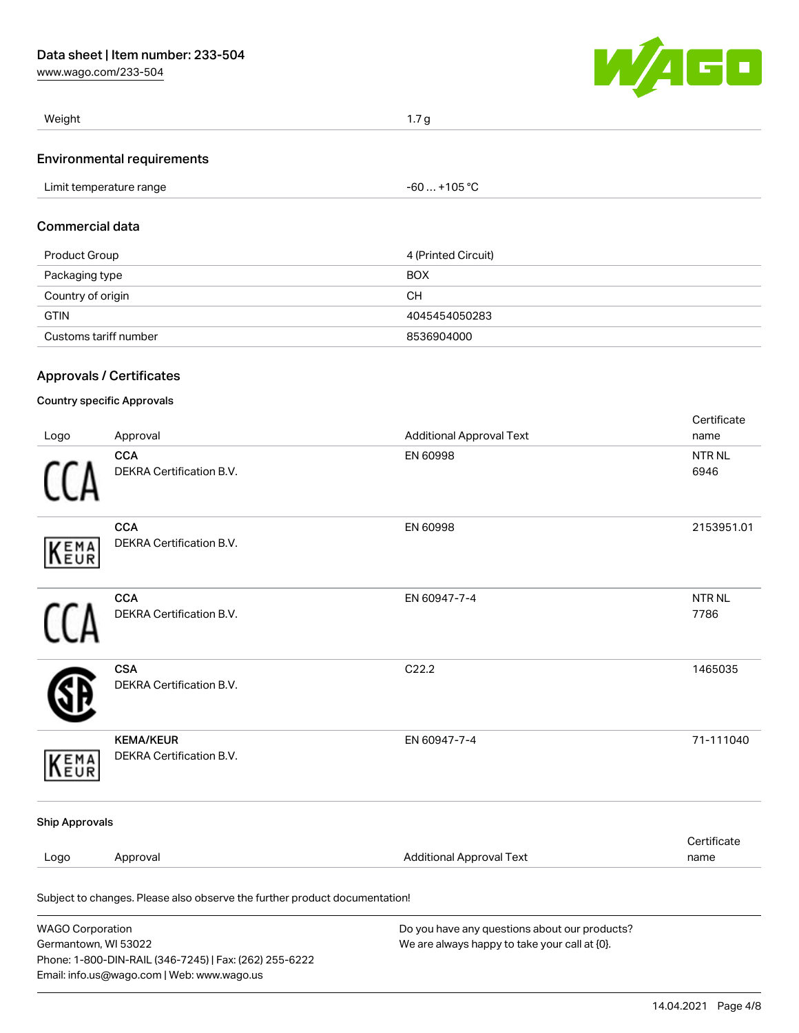| | |
|---|---|
| Weight | 1.7 g |

## Environmental requirements

| | |
|---|---|
| Limit temperature range | -60 … +105 °C |

## Commercial data

| | |
|---|---|
| Product Group | 4 (Printed Circuit) |
| Packaging type | BOX |
| Country of origin | CH |
| GTIN | 4045454050283 |
| Customs tariff number | 8536904000 |

## Approvals / Certificates

### Country specific Approvals

| Logo | Approval | Additional Approval Text | Certificate name |
|---|---|---|---|
| | **CCA**<br>DEKRA Certification B.V. | EN 60998 | NTR NL 6946 |
| | **CCA**<br>DEKRA Certification B.V. | EN 60998 | 2153951.01 |
| | **CCA**<br>DEKRA Certification B.V. | EN 60947-7-4 | NTR NL 7786 |
| | **CSA**<br>DEKRA Certification B.V. | C22.2 | 1465035 |
| | **KEMA/KEUR**<br>DEKRA Certification B.V. | EN 60947-7-4 | 71-111040 |

### Ship Approvals

| Logo | Approval | Additional Approval Text | Certificate name |
|---|---|---|---|

Subject to changes. Please also observe the further product documentation!

WAGO Corporation
Germantown, WI 53022
Phone: 1-800-DIN-RAIL (346-7245) | Fax: (262) 255-6222
Email: info.us@wago.com | Web: www.wago.us

Do you have any questions about our products?
We are always happy to take your call at {0}.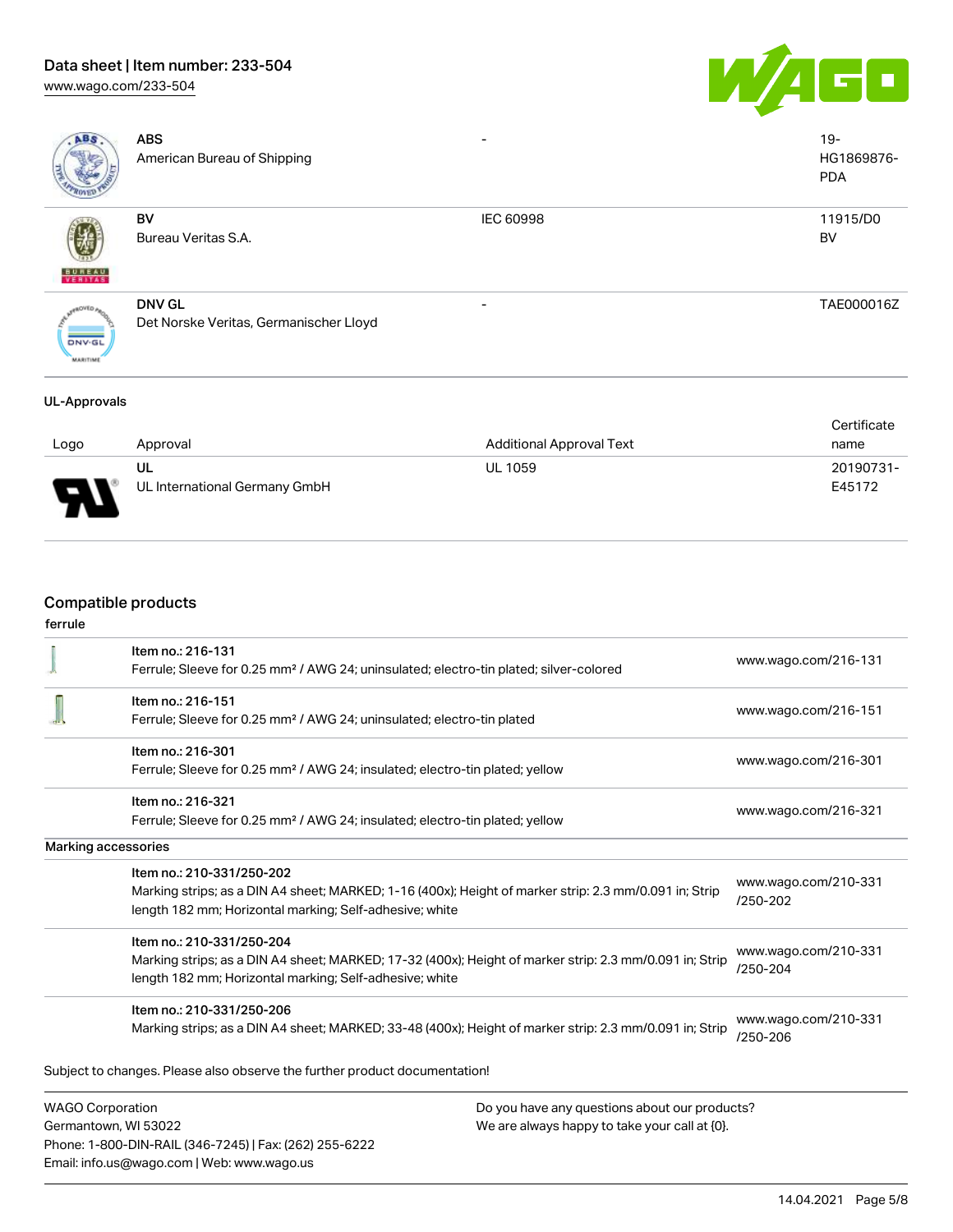| Logo | Approval | Additional Approval Text | Certificate name |
| --- | --- | --- | --- |
| | **ABS**<br>American Bureau of Shipping | - | 19-HG1869876-PDA |
| | **BV**<br>Bureau Veritas S.A. | IEC 60998 | 11915/D0 BV |
| | **DNV GL**<br>Det Norske Veritas, Germanischer Lloyd | - | TAE000016Z |

### UL-Approvals

| Logo | Approval | Additional Approval Text | Certificate name |
| --- | --- | --- | --- |
| | **UL**<br>UL International Germany GmbH | UL 1059 | 20190731-E45172 |

## Compatible products

### ferrule

| | | |
| --- | --- | --- |
| | Item no.: 216-131<br>Ferrule; Sleeve for 0.25 mm² / AWG 24; uninsulated; electro-tin plated; silver-colored | www.wago.com/216-131 |
| | Item no.: 216-151<br>Ferrule; Sleeve for 0.25 mm² / AWG 24; uninsulated; electro-tin plated | www.wago.com/216-151 |
| | Item no.: 216-301<br>Ferrule; Sleeve for 0.25 mm² / AWG 24; insulated; electro-tin plated; yellow | www.wago.com/216-301 |
| | Item no.: 216-321<br>Ferrule; Sleeve for 0.25 mm² / AWG 24; insulated; electro-tin plated; yellow | www.wago.com/216-321 |

### Marking accessories

| | | |
| --- | --- | --- |
| | Item no.: 210-331/250-202<br>Marking strips; as a DIN A4 sheet; MARKED; 1-16 (400x); Height of marker strip: 2.3 mm/0.091 in; Strip length 182 mm; Horizontal marking; Self-adhesive; white | www.wago.com/210-331/250-202 |
| | Item no.: 210-331/250-204<br>Marking strips; as a DIN A4 sheet; MARKED; 17-32 (400x); Height of marker strip: 2.3 mm/0.091 in; Strip length 182 mm; Horizontal marking; Self-adhesive; white | www.wago.com/210-331/250-204 |
| | Item no.: 210-331/250-206<br>Marking strips; as a DIN A4 sheet; MARKED; 33-48 (400x); Height of marker strip: 2.3 mm/0.091 in; Strip | www.wago.com/210-331/250-206 |

Subject to changes. Please also observe the further product documentation!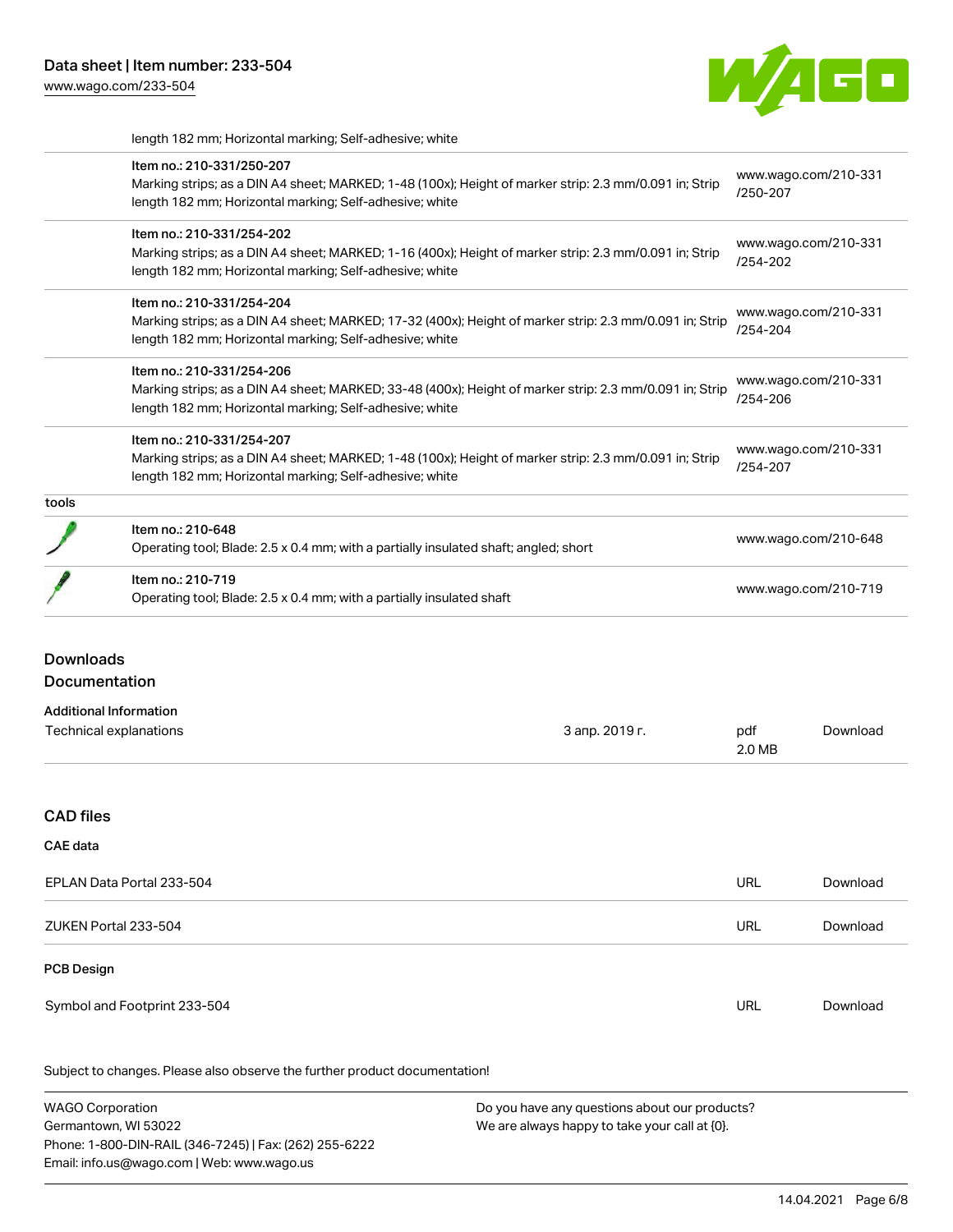length 182 mm; Horizontal marking; Self-adhesive; white

| | | |
|---|---|---|
| | Item no.: 210-331/250-207<br>Marking strips; as a DIN A4 sheet; MARKED; 1-48 (100x); Height of marker strip: 2.3 mm/0.091 in; Strip length 182 mm; Horizontal marking; Self-adhesive; white | www.wago.com/210-331/250-207 |
| | Item no.: 210-331/254-202<br>Marking strips; as a DIN A4 sheet; MARKED; 1-16 (400x); Height of marker strip: 2.3 mm/0.091 in; Strip length 182 mm; Horizontal marking; Self-adhesive; white | www.wago.com/210-331/254-202 |
| | Item no.: 210-331/254-204<br>Marking strips; as a DIN A4 sheet; MARKED; 17-32 (400x); Height of marker strip: 2.3 mm/0.091 in; Strip length 182 mm; Horizontal marking; Self-adhesive; white | www.wago.com/210-331/254-204 |
| | Item no.: 210-331/254-206<br>Marking strips; as a DIN A4 sheet; MARKED; 33-48 (400x); Height of marker strip: 2.3 mm/0.091 in; Strip length 182 mm; Horizontal marking; Self-adhesive; white | www.wago.com/210-331/254-206 |
| | Item no.: 210-331/254-207<br>Marking strips; as a DIN A4 sheet; MARKED; 1-48 (100x); Height of marker strip: 2.3 mm/0.091 in; Strip length 182 mm; Horizontal marking; Self-adhesive; white | www.wago.com/210-331/254-207 |
| tools | | |
| | Item no.: 210-648<br>Operating tool; Blade: 2.5 x 0.4 mm; with a partially insulated shaft; angled; short | www.wago.com/210-648 |
| | Item no.: 210-719<br>Operating tool; Blade: 2.5 x 0.4 mm; with a partially insulated shaft | www.wago.com/210-719 |

## Downloads

### Documentation

**Additional Information**

| | | | |
|---|---|---|---|
| Technical explanations | 3 апр. 2019 г. | pdf<br>2.0 MB | Download |

### CAD files

**CAE data**

| | | |
|---|---|---|
| EPLAN Data Portal 233-504 | URL | Download |
| ZUKEN Portal 233-504 | URL | Download |

**PCB Design**

| | | |
|---|---|---|
| Symbol and Footprint 233-504 | URL | Download |

Subject to changes. Please also observe the further product documentation!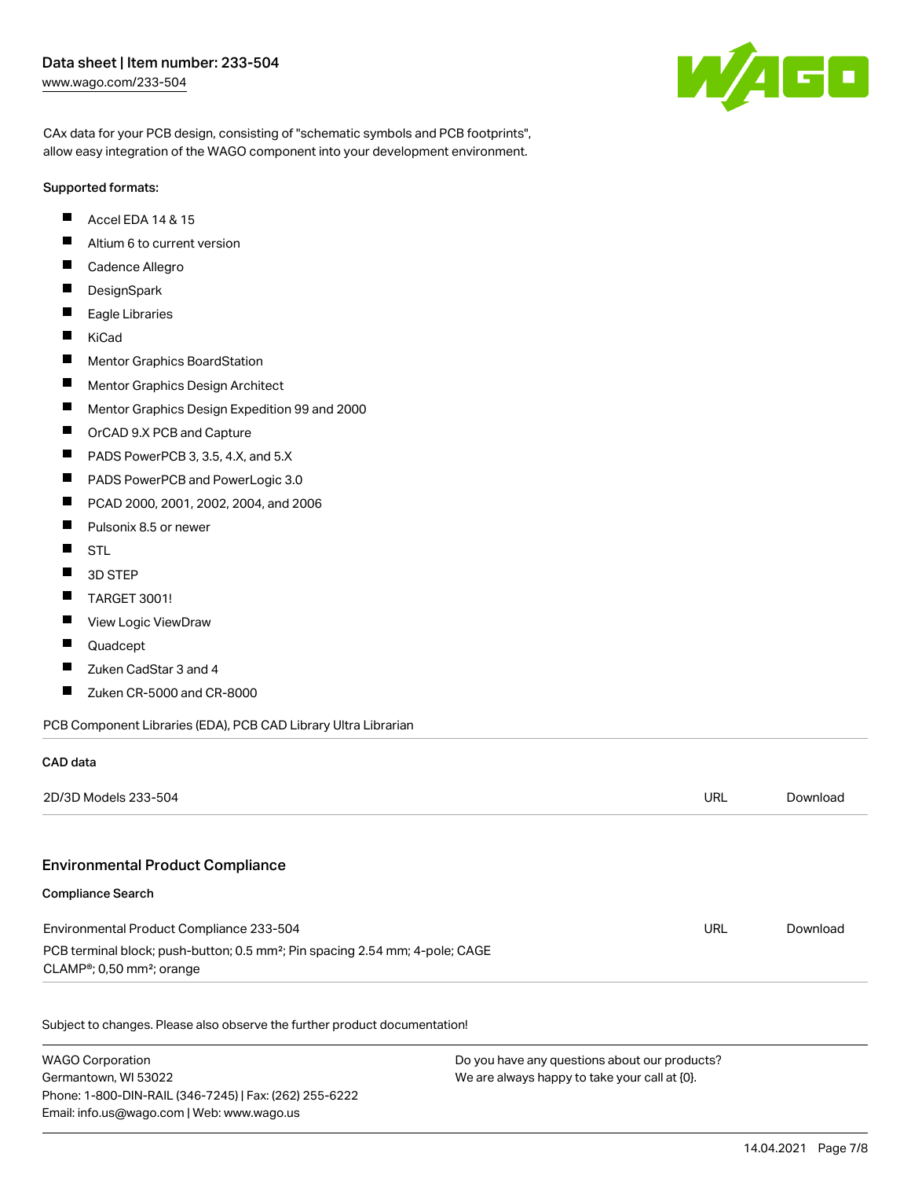CAx data for your PCB design, consisting of "schematic symbols and PCB footprints", allow easy integration of the WAGO component into your development environment.

Supported formats:

- Accel EDA 14 & 15
- Altium 6 to current version
- Cadence Allegro
- DesignSpark
- Eagle Libraries
- KiCad
- Mentor Graphics BoardStation
- Mentor Graphics Design Architect
- Mentor Graphics Design Expedition 99 and 2000
- OrCAD 9.X PCB and Capture
- PADS PowerPCB 3, 3.5, 4.X, and 5.X
- PADS PowerPCB and PowerLogic 3.0
- PCAD 2000, 2001, 2002, 2004, and 2006
- Pulsonix 8.5 or newer
- STL
- 3D STEP
- TARGET 3001!
- View Logic ViewDraw
- Quadcept
- Zuken CadStar 3 and 4
- Zuken CR-5000 and CR-8000

PCB Component Libraries (EDA), PCB CAD Library Ultra Librarian

### CAD data

| | | |
|---|---|---|
| 2D/3D Models 233-504 | URL | Download |

## Environmental Product Compliance

### Compliance Search

| | | |
|---|---|---|
| Environmental Product Compliance 233-504<br>PCB terminal block; push-button; 0.5 mm²; Pin spacing 2.54 mm; 4-pole; CAGE CLAMP®; 0,50 mm²; orange | URL | Download |

Subject to changes. Please also observe the further product documentation!

WAGO Corporation
Germantown, WI 53022
Phone: 1-800-DIN-RAIL (346-7245) | Fax: (262) 255-6222
Email: info.us@wago.com | Web: www.wago.us

Do you have any questions about our products?
We are always happy to take your call at {0}.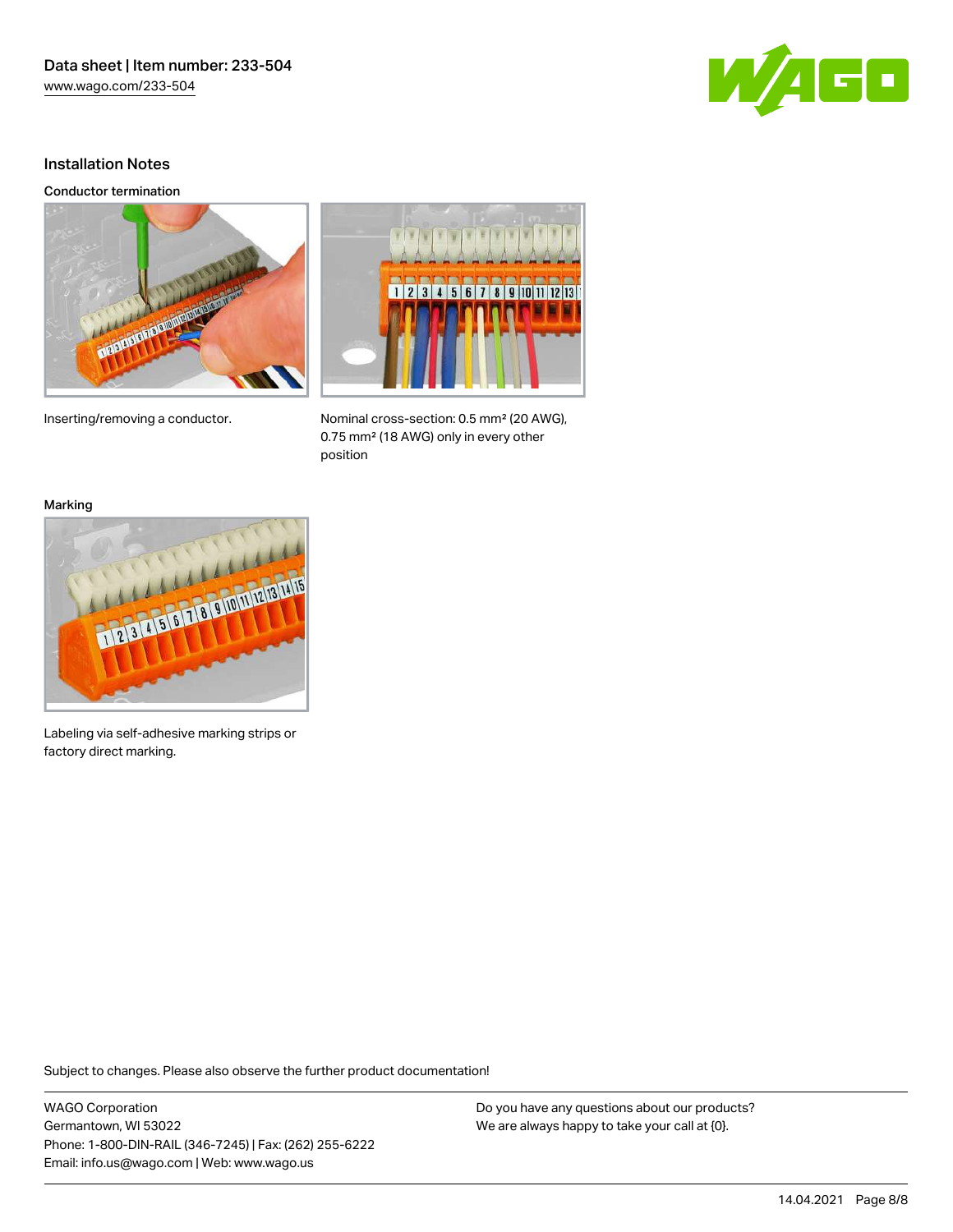## Installation Notes

### Conductor termination

Inserting/removing a conductor.

Nominal cross-section: 0.5 mm² (20 AWG), 0.75 mm² (18 AWG) only in every other position

### Marking

Labeling via self-adhesive marking strips or factory direct marking.

Subject to changes. Please also observe the further product documentation!

WAGO Corporation
Germantown, WI 53022
Phone: 1-800-DIN-RAIL (346-7245) | Fax: (262) 255-6222
Email: info.us@wago.com | Web: www.wago.us

Do you have any questions about our products?
We are always happy to take your call at {0}.